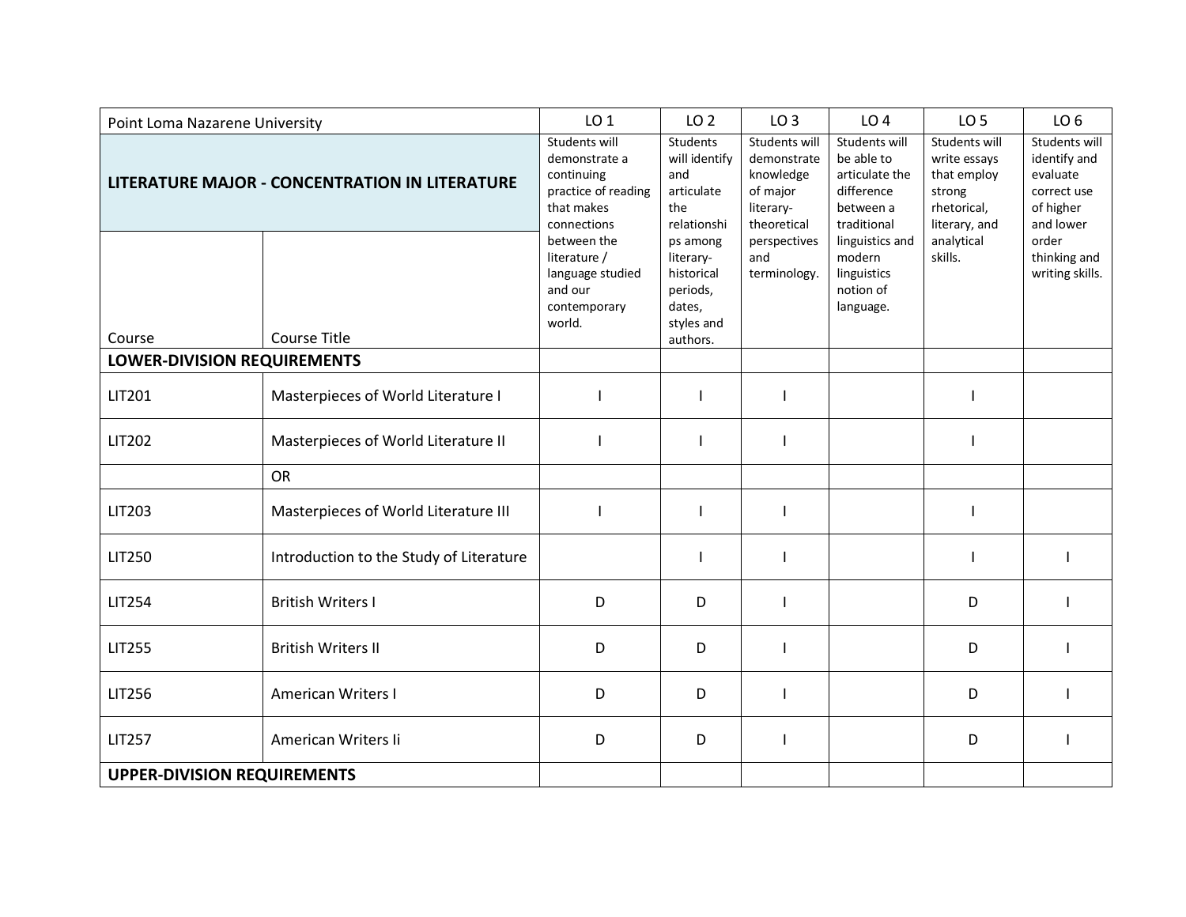| Point Loma Nazarene University | | LO 1 | LO 2 | LO 3 | LO 4 | LO 5 | LO 6 |
|---|---|---|---|---|---|---|---|
| **LITERATURE MAJOR - CONCENTRATION IN LITERATURE** | | Students will demonstrate a continuing practice of reading that makes connections between the literature / language studied and our contemporary world. | Students will identify and articulate the relationships among literary-historical periods, dates, styles and authors. | Students will demonstrate knowledge of major literary-theoretical perspectives and terminology. | Students will be able to articulate the difference between a traditional linguistics and modern linguistics notion of language. | Students will write essays that employ strong rhetorical, literary, and analytical skills. | Students will identify and evaluate correct use of higher and lower order thinking and writing skills. |
| Course | Course Title | | | | | | |
| **LOWER-DIVISION REQUIREMENTS** | | | | | | | |
| LIT201 | Masterpieces of World Literature I | I | I | I | | I | |
| LIT202 | Masterpieces of World Literature II | I | I | I | | I | |
| | OR | | | | | | |
| LIT203 | Masterpieces of World Literature III | I | I | I | | I | |
| LIT250 | Introduction to the Study of Literature | | I | I | | I | I |
| LIT254 | British Writers I | D | D | I | | D | I |
| LIT255 | British Writers II | D | D | I | | D | I |
| LIT256 | American Writers I | D | D | I | | D | I |
| LIT257 | American Writers Ii | D | D | I | | D | I |
| **UPPER-DIVISION REQUIREMENTS** | | | | | | | |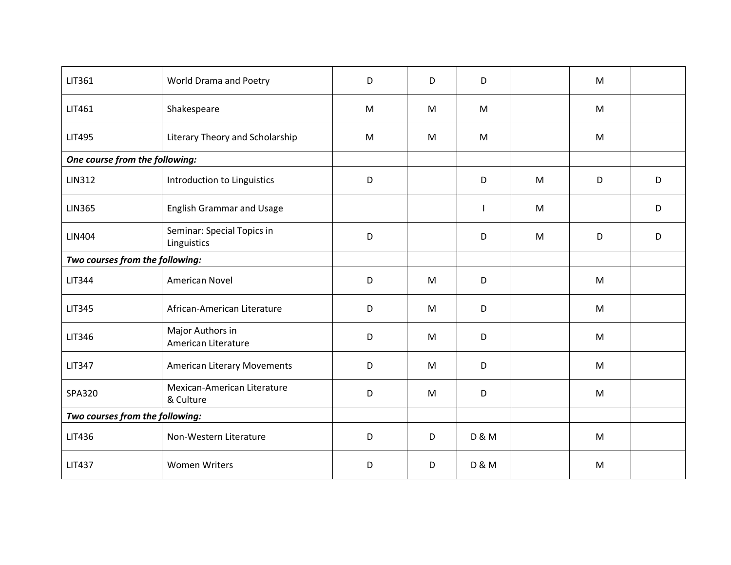| | | | | | | | |
|---|---|---|---|---|---|---|---|
| LIT361 | World Drama and Poetry | D | D | D | | M | |
| LIT461 | Shakespeare | M | M | M | | M | |
| LIT495 | Literary Theory and Scholarship | M | M | M | | M | |
| ***One course from the following:*** | | | | | | | |
| LIN312 | Introduction to Linguistics | D | | D | M | D | D |
| LIN365 | English Grammar and Usage | | | I | M | | D |
| LIN404 | Seminar: Special Topics in Linguistics | D | | D | M | D | D |
| ***Two courses from the following:*** | | | | | | | |
| LIT344 | American Novel | D | M | D | | M | |
| LIT345 | African-American Literature | D | M | D | | M | |
| LIT346 | Major Authors in American Literature | D | M | D | | M | |
| LIT347 | American Literary Movements | D | M | D | | M | |
| SPA320 | Mexican-American Literature & Culture | D | M | D | | M | |
| ***Two courses from the following:*** | | | | | | | |
| LIT436 | Non-Western Literature | D | D | D & M | | M | |
| LIT437 | Women Writers | D | D | D & M | | M | |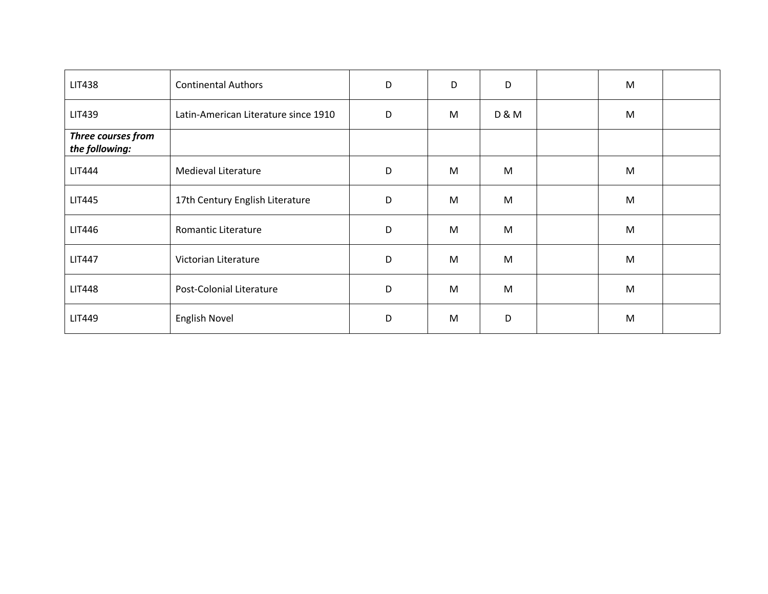| | | | | | | | |
|---|---|---|---|---|---|---|---|
| LIT438 | Continental Authors | D | D | D | | M | |
| LIT439 | Latin-American Literature since 1910 | D | M | D & M | | M | |
| ***Three courses from the following:*** | | | | | | | |
| LIT444 | Medieval Literature | D | M | M | | M | |
| LIT445 | 17th Century English Literature | D | M | M | | M | |
| LIT446 | Romantic Literature | D | M | M | | M | |
| LIT447 | Victorian Literature | D | M | M | | M | |
| LIT448 | Post-Colonial Literature | D | M | M | | M | |
| LIT449 | English Novel | D | M | D | | M | |